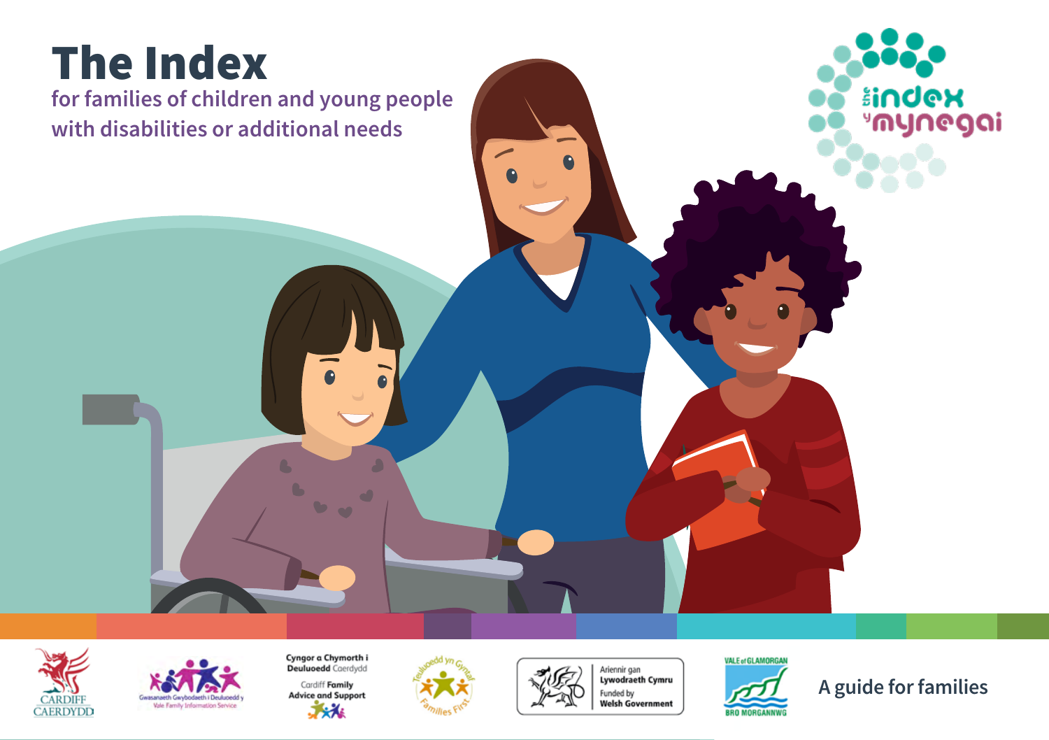# The Index

## for families of children and young people with disabilities or additional needs

the index
y mynegai

A guide for families

Cardiff Caerdydd

Gwasanaeth Gwybodaeth i Deuluoedd y Fro
Vale Family Information Service

Cyngor a Chymorth i Deuluoedd Caerdydd
Cardiff Family Advice and Support

Teuluoedd yn Gyntaf
Families First

Ariennir gan Lywodraeth Cymru
Funded by Welsh Government

Vale of Glamorgan
Bro Morgannwg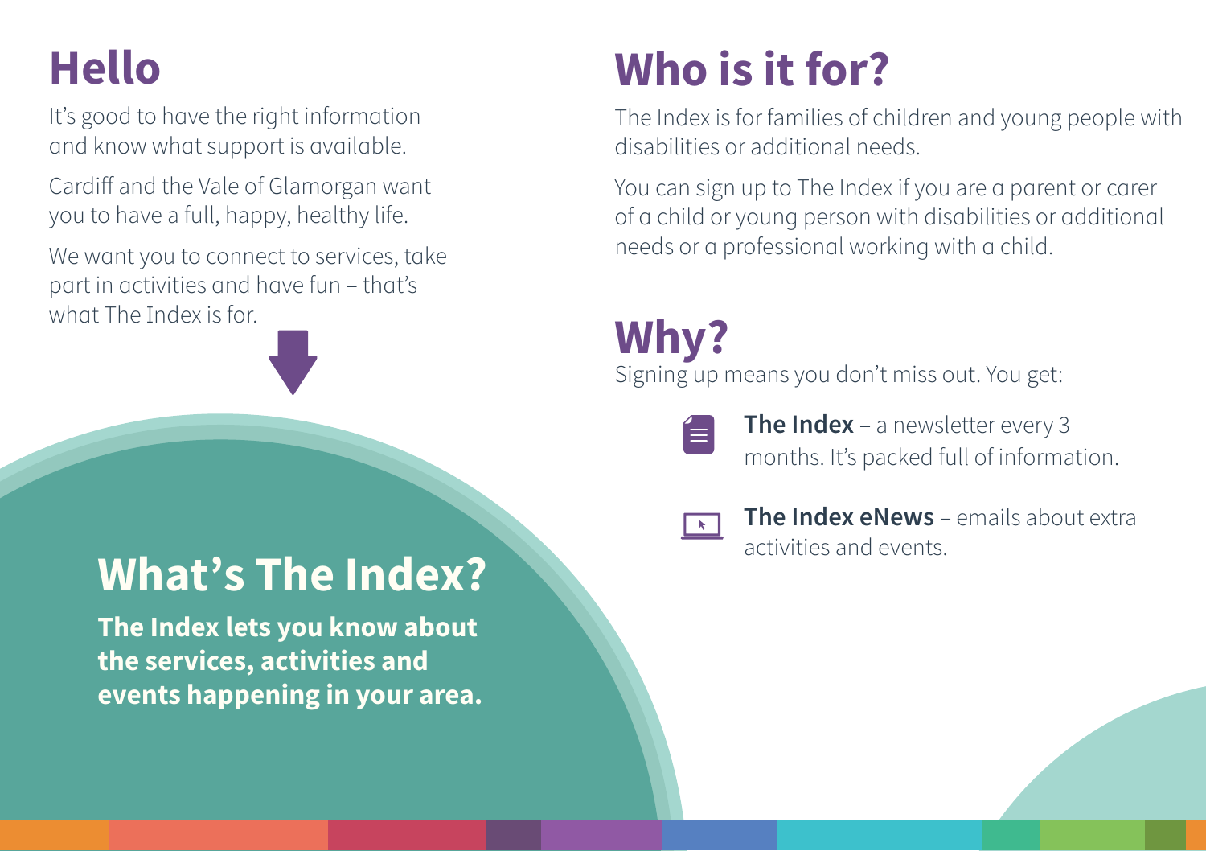# Hello

It's good to have the right information and know what support is available.

Cardiff and the Vale of Glamorgan want you to have a full, happy, healthy life.

We want you to connect to services, take part in activities and have fun – that's what The Index is for.

# What's The Index?

**The Index lets you know about the services, activities and events happening in your area.**

# Who is it for?

The Index is for families of children and young people with disabilities or additional needs.

You can sign up to The Index if you are a parent or carer of a child or young person with disabilities or additional needs or a professional working with a child.

# Why?

Signing up means you don't miss out. You get:

- **The Index** – a newsletter every 3 months. It's packed full of information.
- **The Index eNews** – emails about extra activities and events.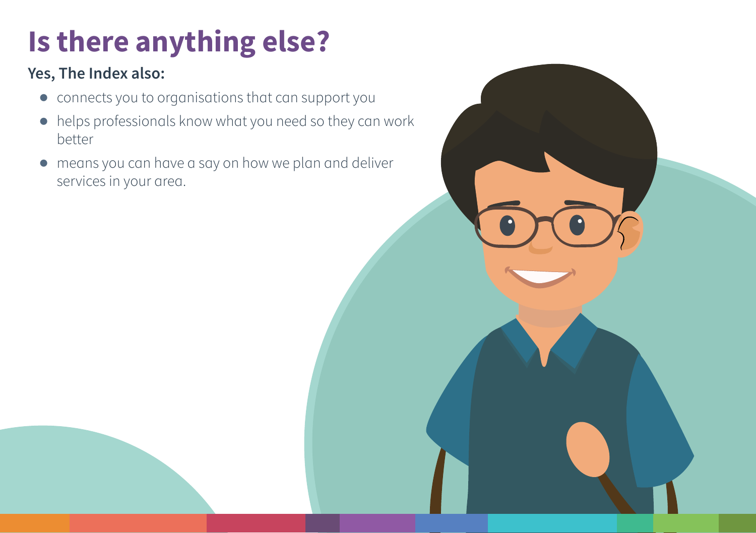# Is there anything else?

**Yes, The Index also:**

- connects you to organisations that can support you
- helps professionals know what you need so they can work better
- means you can have a say on how we plan and deliver services in your area.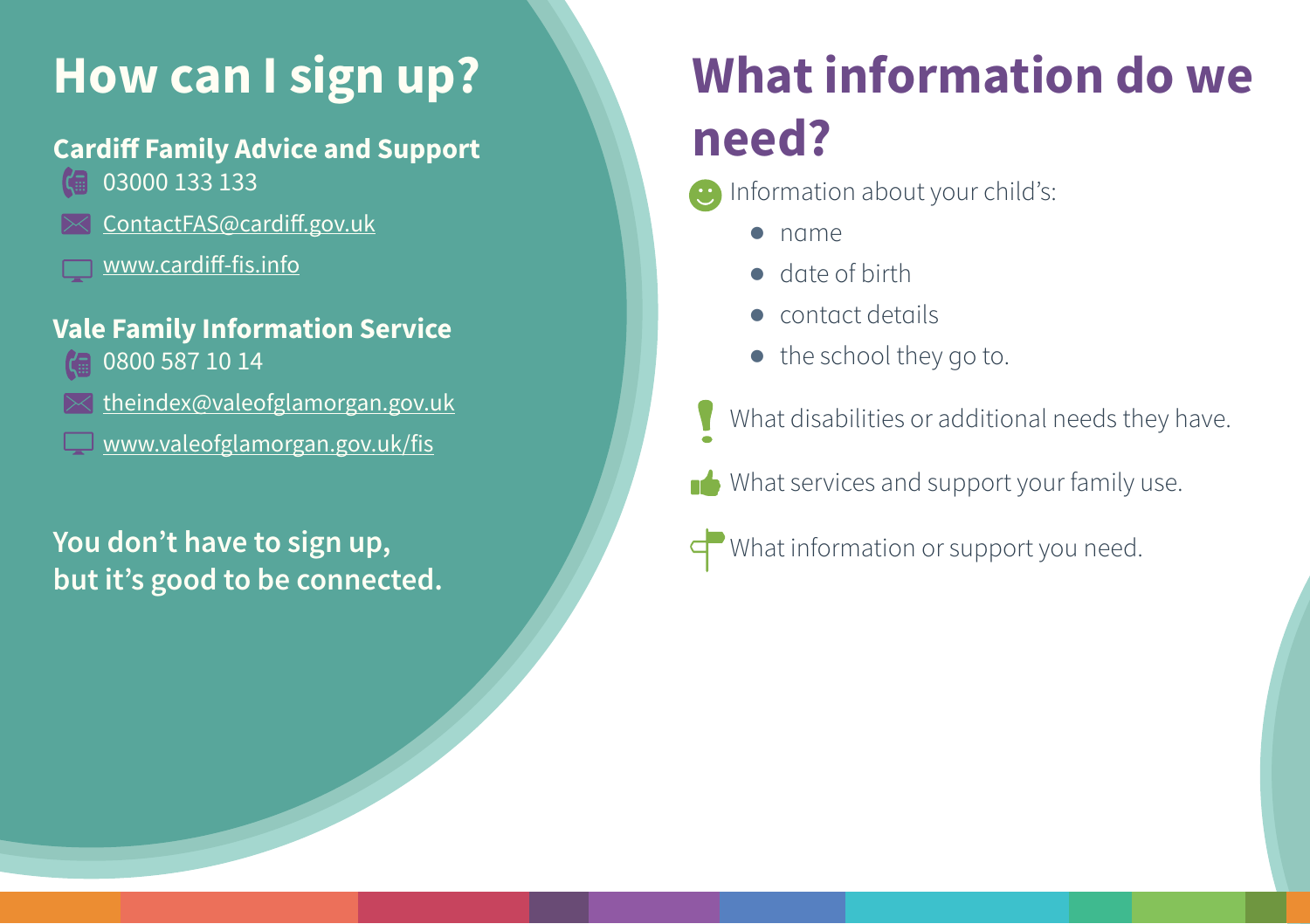# How can I sign up?

**Cardiff Family Advice and Support**

03000 133 133

ContactFAS@cardiff.gov.uk

www.cardiff-fis.info

**Vale Family Information Service**

0800 587 10 14

theindex@valeofglamorgan.gov.uk

www.valeofglamorgan.gov.uk/fis

**You don't have to sign up, but it's good to be connected.**

# What information do we need?

Information about your child's:

- name
- date of birth
- contact details
- the school they go to.

What disabilities or additional needs they have.

What services and support your family use.

What information or support you need.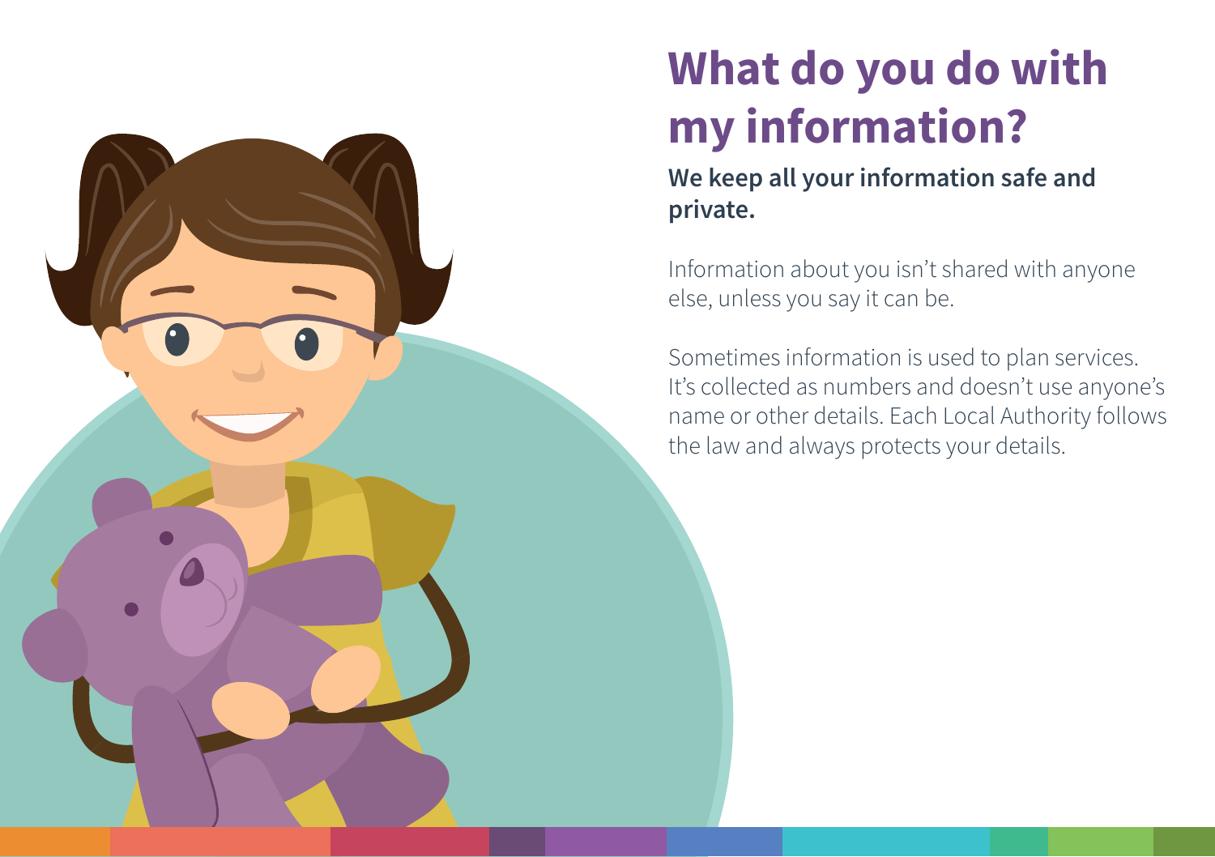# What do you do with my information?

**We keep all your information safe and private.**

Information about you isn't shared with anyone else, unless you say it can be.

Sometimes information is used to plan services. It's collected as numbers and doesn't use anyone's name or other details. Each Local Authority follows the law and always protects your details.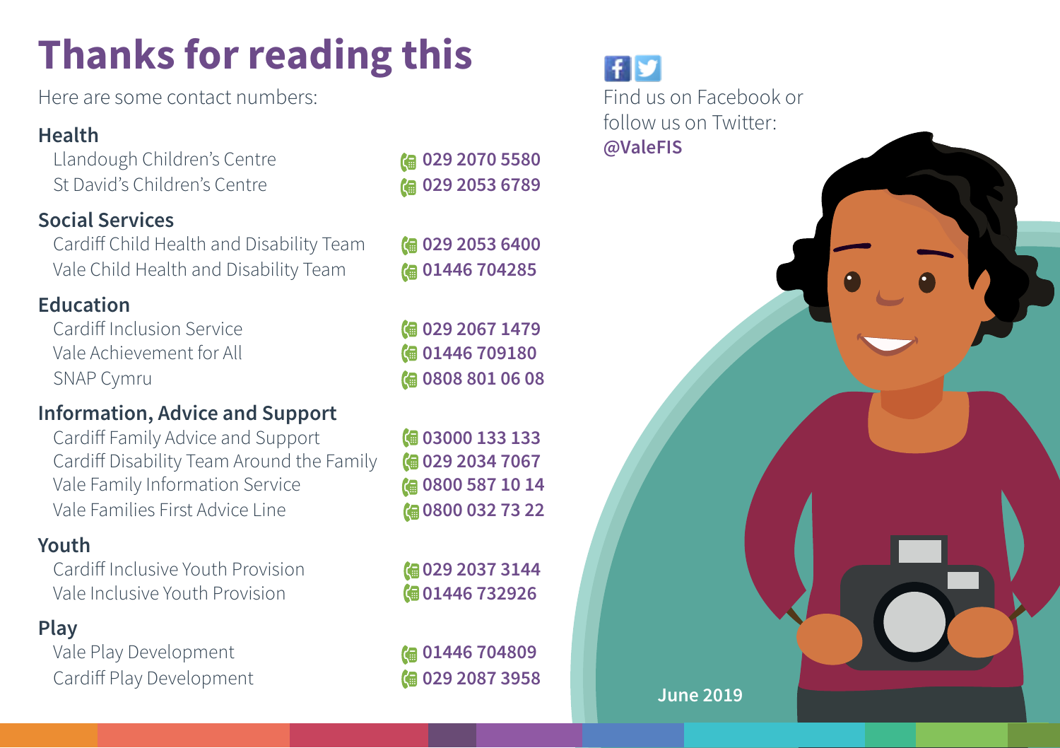# Thanks for reading this

Here are some contact numbers:

## Health

| | |
|---|---|
| Llandough Children's Centre | 029 2070 5580 |
| St David's Children's Centre | 029 2053 6789 |

## Social Services

| | |
|---|---|
| Cardiff Child Health and Disability Team | 029 2053 6400 |
| Vale Child Health and Disability Team | 01446 704285 |

## Education

| | |
|---|---|
| Cardiff Inclusion Service | 029 2067 1479 |
| Vale Achievement for All | 01446 709180 |
| SNAP Cymru | 0808 801 06 08 |

## Information, Advice and Support

| | |
|---|---|
| Cardiff Family Advice and Support | 03000 133 133 |
| Cardiff Disability Team Around the Family | 029 2034 7067 |
| Vale Family Information Service | 0800 587 10 14 |
| Vale Families First Advice Line | 0800 032 73 22 |

## Youth

| | |
|---|---|
| Cardiff Inclusive Youth Provision | 029 2037 3144 |
| Vale Inclusive Youth Provision | 01446 732926 |

## Play

| | |
|---|---|
| Vale Play Development | 01446 704809 |
| Cardiff Play Development | 029 2087 3958 |

Find us on Facebook or follow us on Twitter: **@ValeFIS**

June 2019